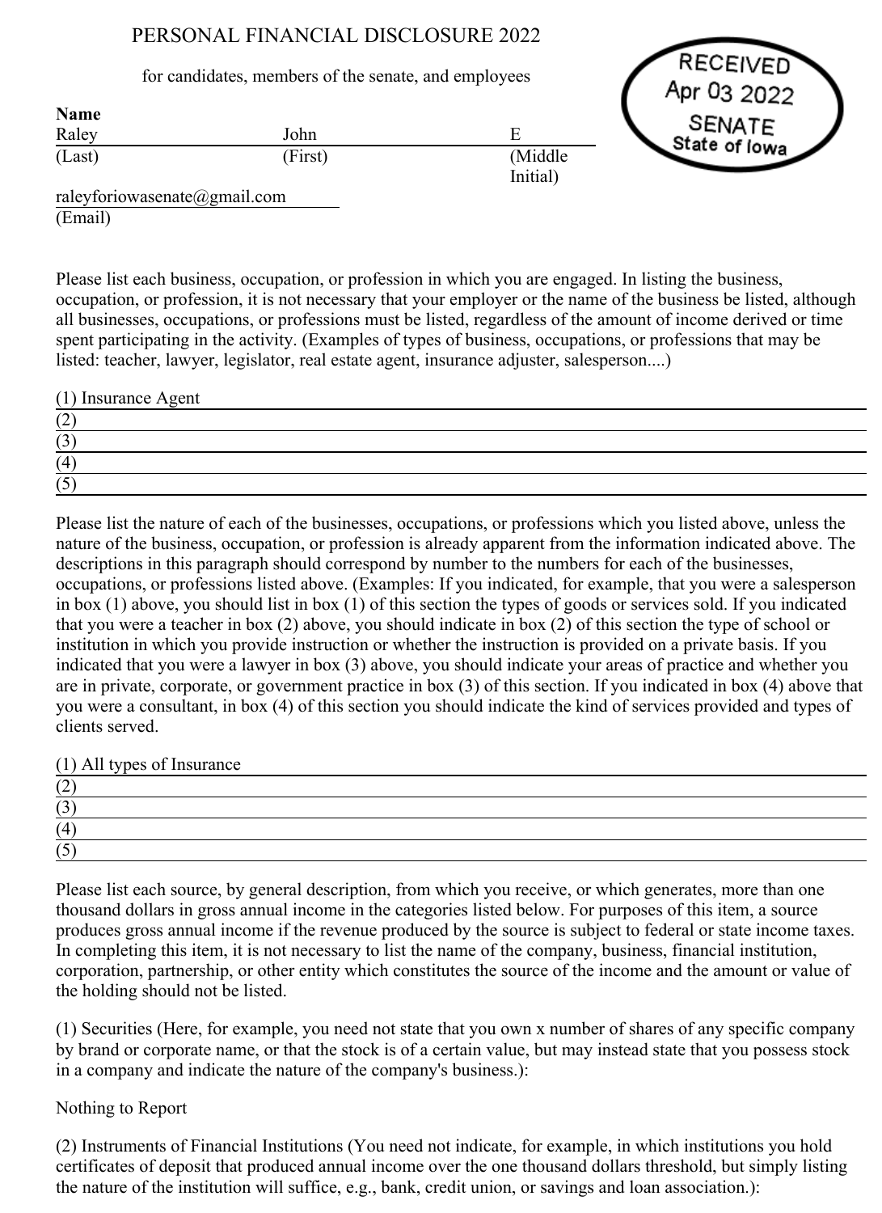# PERSONAL FINANCIAL DISCLOSURE 2022

for candidates, members of the senate, and employees

RECEIVED
Apr 03 2022
SENATE
State of Iowa

**Name**

| Raley | John | E |
|---|---|---|
| (Last) | (First) | (Middle Initial) |

raleyforiowasenate@gmail.com
(Email)

Please list each business, occupation, or profession in which you are engaged. In listing the business, occupation, or profession, it is not necessary that your employer or the name of the business be listed, although all businesses, occupations, or professions must be listed, regardless of the amount of income derived or time spent participating in the activity. (Examples of types of business, occupations, or professions that may be listed: teacher, lawyer, legislator, real estate agent, insurance adjuster, salesperson....)

(1) Insurance Agent
(2)
(3)
(4)
(5)

Please list the nature of each of the businesses, occupations, or professions which you listed above, unless the nature of the business, occupation, or profession is already apparent from the information indicated above. The descriptions in this paragraph should correspond by number to the numbers for each of the businesses, occupations, or professions listed above. (Examples: If you indicated, for example, that you were a salesperson in box (1) above, you should list in box (1) of this section the types of goods or services sold. If you indicated that you were a teacher in box (2) above, you should indicate in box (2) of this section the type of school or institution in which you provide instruction or whether the instruction is provided on a private basis. If you indicated that you were a lawyer in box (3) above, you should indicate your areas of practice and whether you are in private, corporate, or government practice in box (3) of this section. If you indicated in box (4) above that you were a consultant, in box (4) of this section you should indicate the kind of services provided and types of clients served.

(1) All types of Insurance
(2)
(3)
(4)
(5)

Please list each source, by general description, from which you receive, or which generates, more than one thousand dollars in gross annual income in the categories listed below. For purposes of this item, a source produces gross annual income if the revenue produced by the source is subject to federal or state income taxes. In completing this item, it is not necessary to list the name of the company, business, financial institution, corporation, partnership, or other entity which constitutes the source of the income and the amount or value of the holding should not be listed.

(1) Securities (Here, for example, you need not state that you own x number of shares of any specific company by brand or corporate name, or that the stock is of a certain value, but may instead state that you possess stock in a company and indicate the nature of the company's business.):

Nothing to Report

(2) Instruments of Financial Institutions (You need not indicate, for example, in which institutions you hold certificates of deposit that produced annual income over the one thousand dollars threshold, but simply listing the nature of the institution will suffice, e.g., bank, credit union, or savings and loan association.):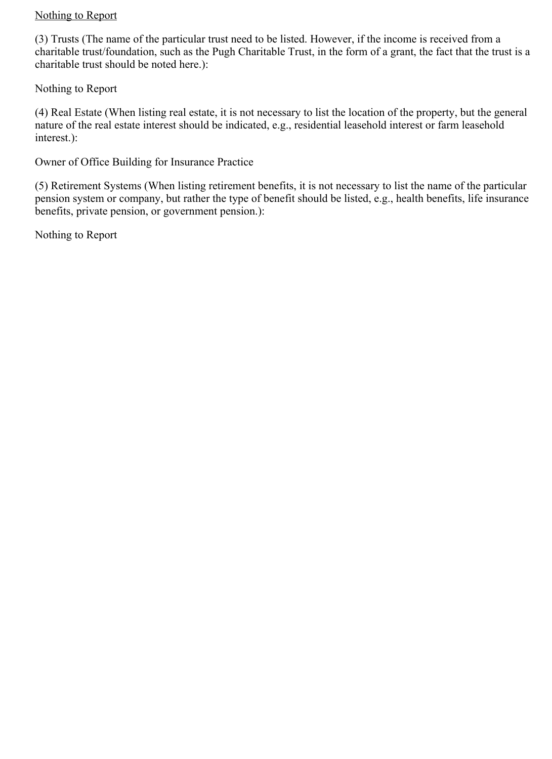<u>Nothing to Report</u>

(3) Trusts (The name of the particular trust need to be listed. However, if the income is received from a charitable trust/foundation, such as the Pugh Charitable Trust, in the form of a grant, the fact that the trust is a charitable trust should be noted here.):

Nothing to Report

(4) Real Estate (When listing real estate, it is not necessary to list the location of the property, but the general nature of the real estate interest should be indicated, e.g., residential leasehold interest or farm leasehold interest.):

Owner of Office Building for Insurance Practice

(5) Retirement Systems (When listing retirement benefits, it is not necessary to list the name of the particular pension system or company, but rather the type of benefit should be listed, e.g., health benefits, life insurance benefits, private pension, or government pension.):

Nothing to Report